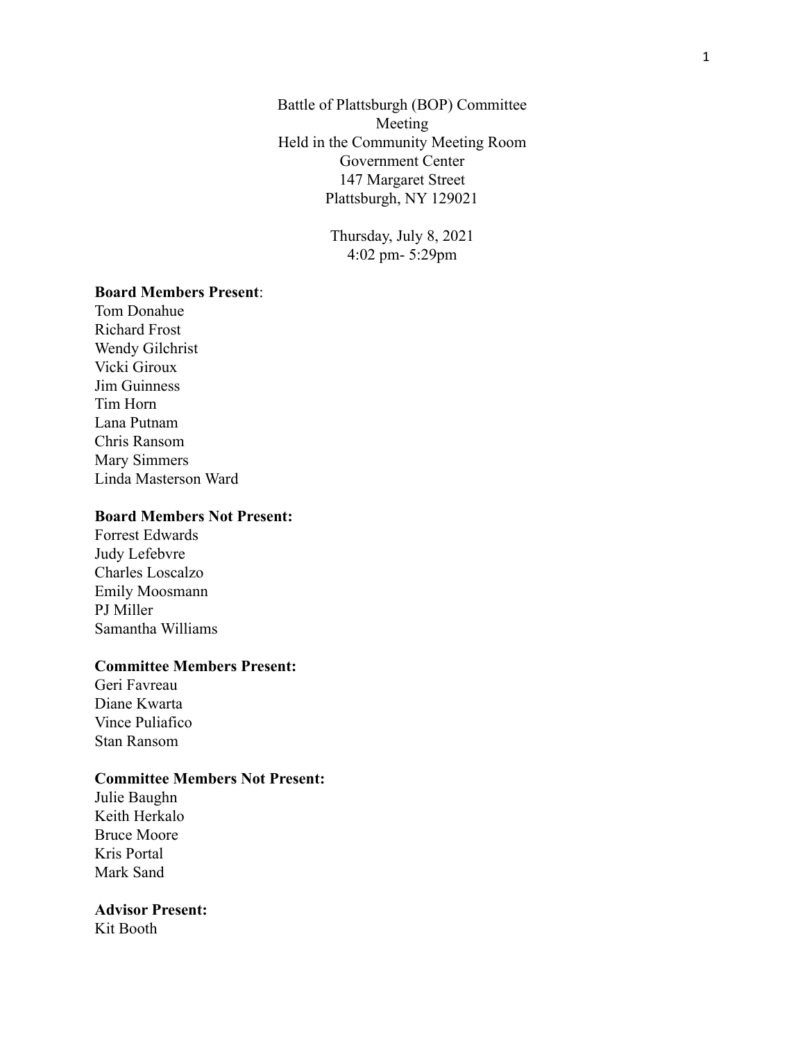Battle of Plattsburgh (BOP) Committee
Meeting
Held in the Community Meeting Room
Government Center
147 Margaret Street
Plattsburgh, NY 129021

Thursday, July 8, 2021
4:02 pm- 5:29pm

**Board Members Present**:
Tom Donahue
Richard Frost
Wendy Gilchrist
Vicki Giroux
Jim Guinness
Tim Horn
Lana Putnam
Chris Ransom
Mary Simmers
Linda Masterson Ward

**Board Members Not Present:**
Forrest Edwards
Judy Lefebvre
Charles Loscalzo
Emily Moosmann
PJ Miller
Samantha Williams

**Committee Members Present:**
Geri Favreau
Diane Kwarta
Vince Puliafico
Stan Ransom

**Committee Members Not Present:**
Julie Baughn
Keith Herkalo
Bruce Moore
Kris Portal
Mark Sand

**Advisor Present:**
Kit Booth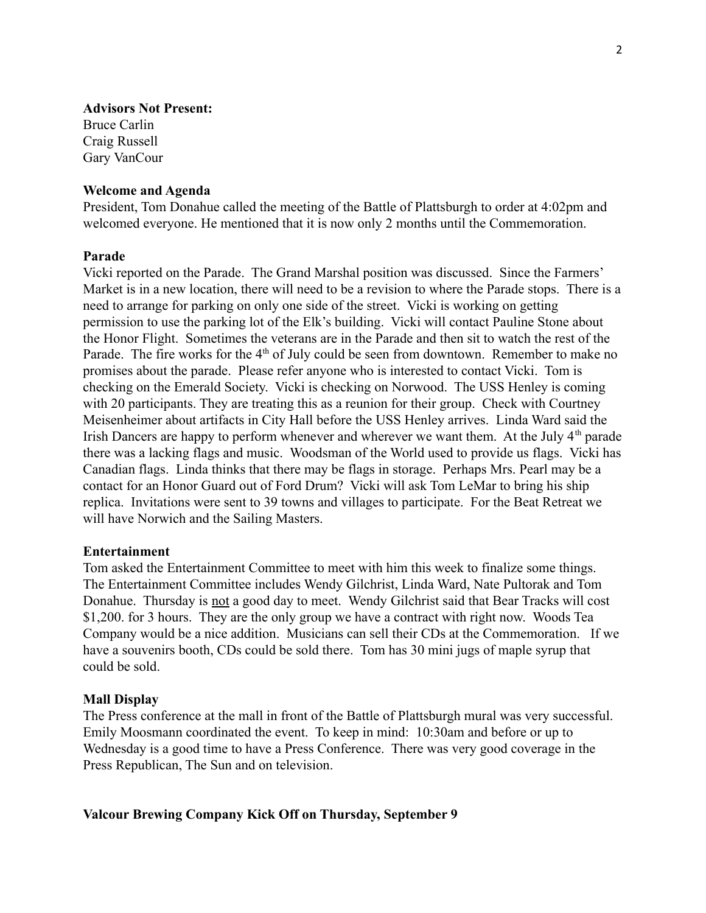**Advisors Not Present:**
Bruce Carlin
Craig Russell
Gary VanCour

**Welcome and Agenda**
President, Tom Donahue called the meeting of the Battle of Plattsburgh to order at 4:02pm and welcomed everyone. He mentioned that it is now only 2 months until the Commemoration.

**Parade**
Vicki reported on the Parade. The Grand Marshal position was discussed. Since the Farmers' Market is in a new location, there will need to be a revision to where the Parade stops. There is a need to arrange for parking on only one side of the street. Vicki is working on getting permission to use the parking lot of the Elk's building. Vicki will contact Pauline Stone about the Honor Flight. Sometimes the veterans are in the Parade and then sit to watch the rest of the Parade. The fire works for the 4th of July could be seen from downtown. Remember to make no promises about the parade. Please refer anyone who is interested to contact Vicki. Tom is checking on the Emerald Society. Vicki is checking on Norwood. The USS Henley is coming with 20 participants. They are treating this as a reunion for their group. Check with Courtney Meisenheimer about artifacts in City Hall before the USS Henley arrives. Linda Ward said the Irish Dancers are happy to perform whenever and wherever we want them. At the July 4th parade there was a lacking flags and music. Woodsman of the World used to provide us flags. Vicki has Canadian flags. Linda thinks that there may be flags in storage. Perhaps Mrs. Pearl may be a contact for an Honor Guard out of Ford Drum? Vicki will ask Tom LeMar to bring his ship replica. Invitations were sent to 39 towns and villages to participate. For the Beat Retreat we will have Norwich and the Sailing Masters.

**Entertainment**
Tom asked the Entertainment Committee to meet with him this week to finalize some things. The Entertainment Committee includes Wendy Gilchrist, Linda Ward, Nate Pultorak and Tom Donahue. Thursday is <u>not</u> a good day to meet. Wendy Gilchrist said that Bear Tracks will cost $1,200. for 3 hours. They are the only group we have a contract with right now. Woods Tea Company would be a nice addition. Musicians can sell their CDs at the Commemoration. If we have a souvenirs booth, CDs could be sold there. Tom has 30 mini jugs of maple syrup that could be sold.

**Mall Display**
The Press conference at the mall in front of the Battle of Plattsburgh mural was very successful. Emily Moosmann coordinated the event. To keep in mind: 10:30am and before or up to Wednesday is a good time to have a Press Conference. There was very good coverage in the Press Republican, The Sun and on television.

**Valcour Brewing Company Kick Off on Thursday, September 9**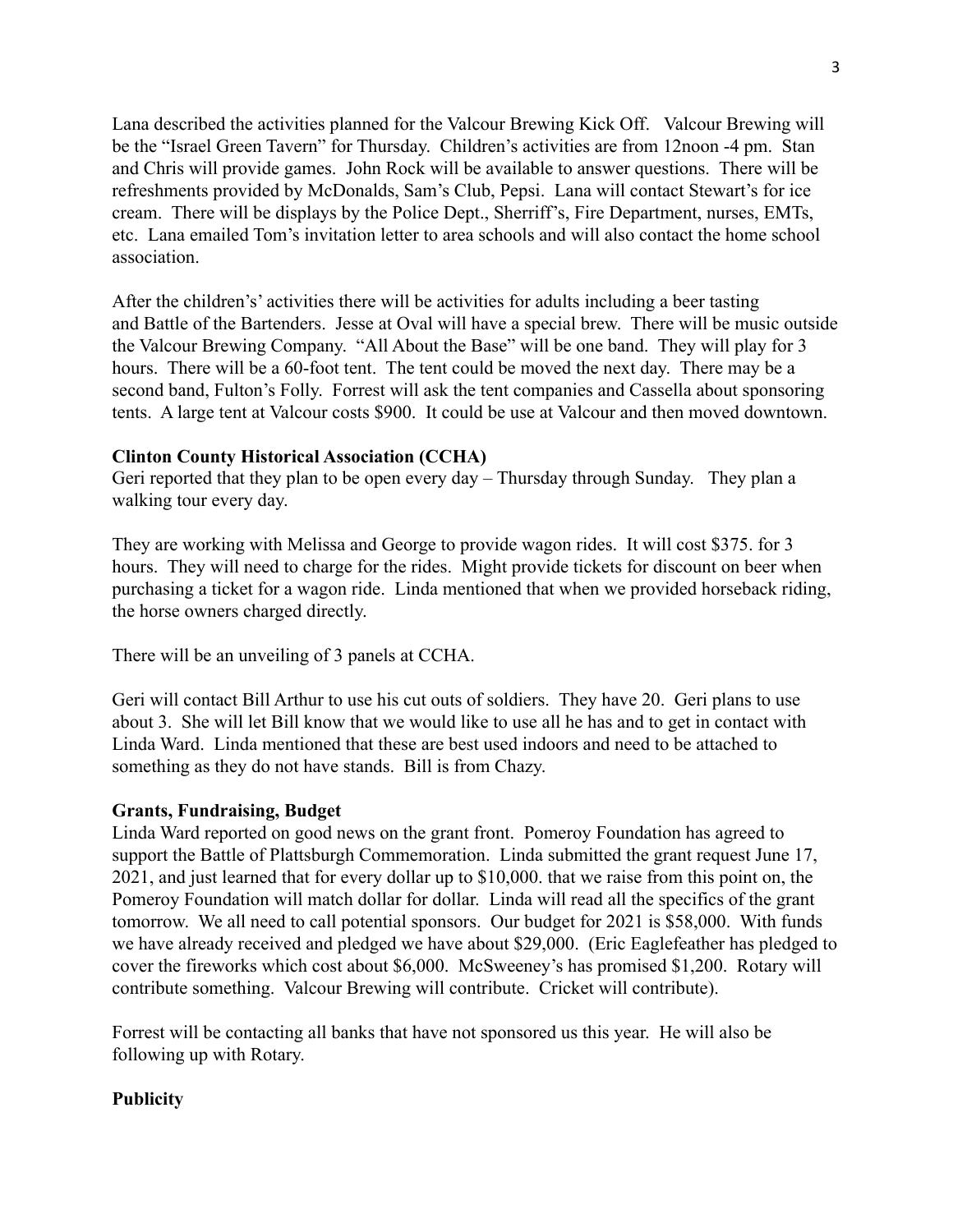Lana described the activities planned for the Valcour Brewing Kick Off. Valcour Brewing will be the "Israel Green Tavern" for Thursday. Children's activities are from 12noon -4 pm. Stan and Chris will provide games. John Rock will be available to answer questions. There will be refreshments provided by McDonalds, Sam's Club, Pepsi. Lana will contact Stewart's for ice cream. There will be displays by the Police Dept., Sherriff's, Fire Department, nurses, EMTs, etc. Lana emailed Tom's invitation letter to area schools and will also contact the home school association.

After the children's' activities there will be activities for adults including a beer tasting and Battle of the Bartenders. Jesse at Oval will have a special brew. There will be music outside the Valcour Brewing Company. "All About the Base" will be one band. They will play for 3 hours. There will be a 60-foot tent. The tent could be moved the next day. There may be a second band, Fulton's Folly. Forrest will ask the tent companies and Cassella about sponsoring tents. A large tent at Valcour costs $900. It could be use at Valcour and then moved downtown.

**Clinton County Historical Association (CCHA)**

Geri reported that they plan to be open every day – Thursday through Sunday. They plan a walking tour every day.

They are working with Melissa and George to provide wagon rides. It will cost $375. for 3 hours. They will need to charge for the rides. Might provide tickets for discount on beer when purchasing a ticket for a wagon ride. Linda mentioned that when we provided horseback riding, the horse owners charged directly.

There will be an unveiling of 3 panels at CCHA.

Geri will contact Bill Arthur to use his cut outs of soldiers. They have 20. Geri plans to use about 3. She will let Bill know that we would like to use all he has and to get in contact with Linda Ward. Linda mentioned that these are best used indoors and need to be attached to something as they do not have stands. Bill is from Chazy.

**Grants, Fundraising, Budget**

Linda Ward reported on good news on the grant front. Pomeroy Foundation has agreed to support the Battle of Plattsburgh Commemoration. Linda submitted the grant request June 17, 2021, and just learned that for every dollar up to $10,000. that we raise from this point on, the Pomeroy Foundation will match dollar for dollar. Linda will read all the specifics of the grant tomorrow. We all need to call potential sponsors. Our budget for 2021 is $58,000. With funds we have already received and pledged we have about $29,000. (Eric Eaglefeather has pledged to cover the fireworks which cost about $6,000. McSweeney's has promised $1,200. Rotary will contribute something. Valcour Brewing will contribute. Cricket will contribute).

Forrest will be contacting all banks that have not sponsored us this year. He will also be following up with Rotary.

**Publicity**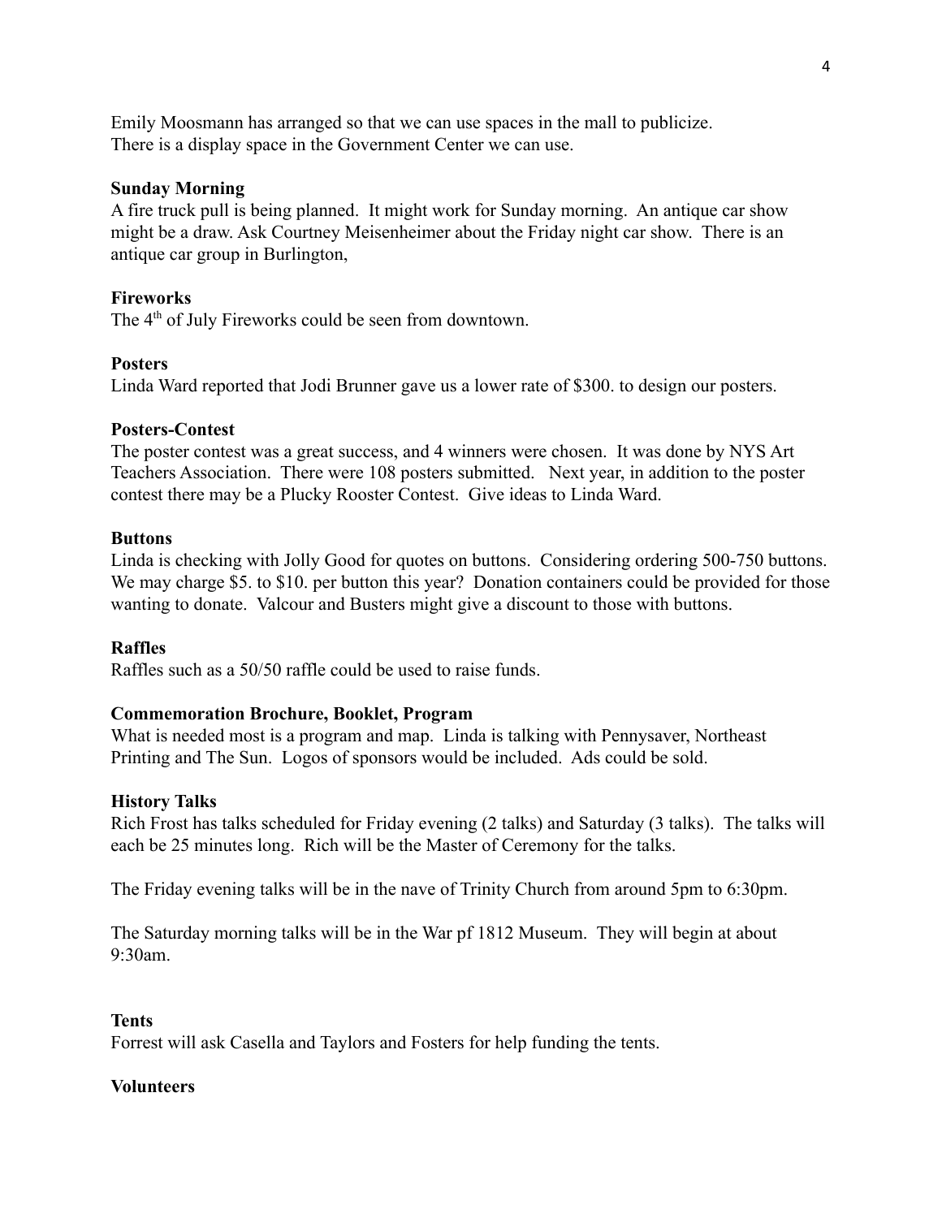Emily Moosmann has arranged so that we can use spaces in the mall to publicize.
There is a display space in the Government Center we can use.

**Sunday Morning**

A fire truck pull is being planned. It might work for Sunday morning. An antique car show might be a draw. Ask Courtney Meisenheimer about the Friday night car show. There is an antique car group in Burlington,

**Fireworks**

The 4th of July Fireworks could be seen from downtown.

**Posters**

Linda Ward reported that Jodi Brunner gave us a lower rate of $300. to design our posters.

**Posters-Contest**

The poster contest was a great success, and 4 winners were chosen. It was done by NYS Art Teachers Association. There were 108 posters submitted. Next year, in addition to the poster contest there may be a Plucky Rooster Contest. Give ideas to Linda Ward.

**Buttons**

Linda is checking with Jolly Good for quotes on buttons. Considering ordering 500-750 buttons. We may charge $5. to $10. per button this year? Donation containers could be provided for those wanting to donate. Valcour and Busters might give a discount to those with buttons.

**Raffles**

Raffles such as a 50/50 raffle could be used to raise funds.

**Commemoration Brochure, Booklet, Program**

What is needed most is a program and map. Linda is talking with Pennysaver, Northeast Printing and The Sun. Logos of sponsors would be included. Ads could be sold.

**History Talks**

Rich Frost has talks scheduled for Friday evening (2 talks) and Saturday (3 talks). The talks will each be 25 minutes long. Rich will be the Master of Ceremony for the talks.

The Friday evening talks will be in the nave of Trinity Church from around 5pm to 6:30pm.

The Saturday morning talks will be in the War pf 1812 Museum. They will begin at about 9:30am.

**Tents**

Forrest will ask Casella and Taylors and Fosters for help funding the tents.

**Volunteers**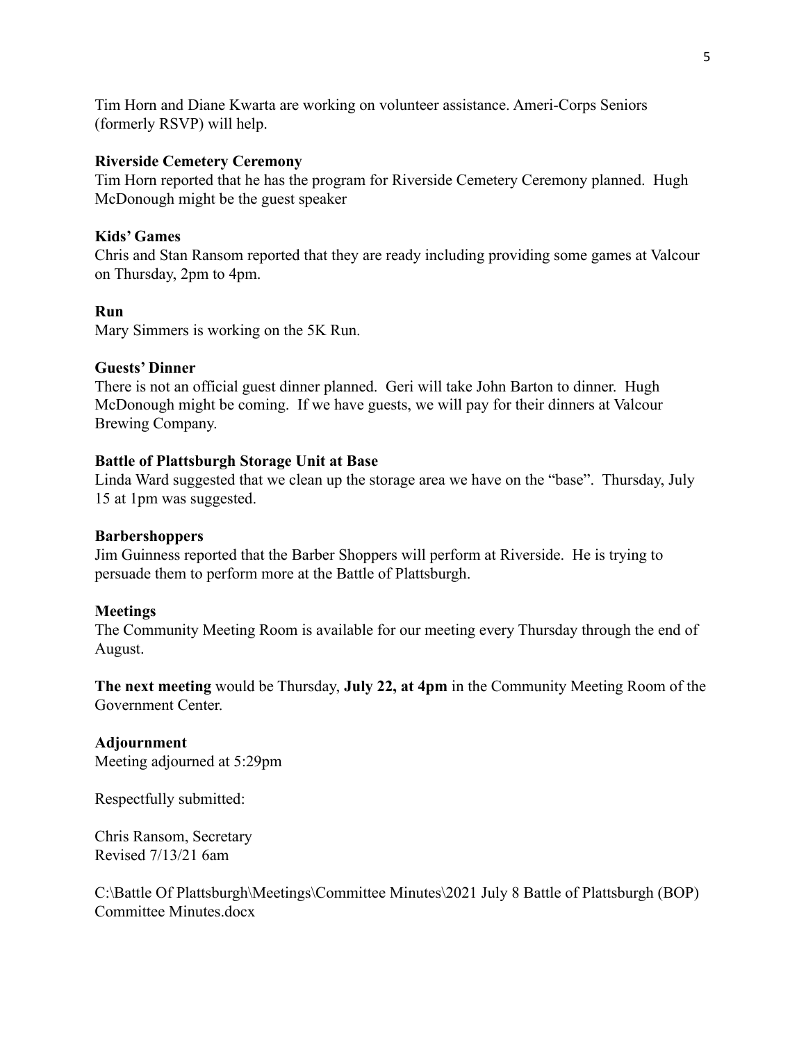Tim Horn and Diane Kwarta are working on volunteer assistance. Ameri-Corps Seniors (formerly RSVP) will help.

**Riverside Cemetery Ceremony**
Tim Horn reported that he has the program for Riverside Cemetery Ceremony planned. Hugh McDonough might be the guest speaker

**Kids' Games**
Chris and Stan Ransom reported that they are ready including providing some games at Valcour on Thursday, 2pm to 4pm.

**Run**
Mary Simmers is working on the 5K Run.

**Guests' Dinner**
There is not an official guest dinner planned. Geri will take John Barton to dinner. Hugh McDonough might be coming. If we have guests, we will pay for their dinners at Valcour Brewing Company.

**Battle of Plattsburgh Storage Unit at Base**
Linda Ward suggested that we clean up the storage area we have on the "base". Thursday, July 15 at 1pm was suggested.

**Barbershoppers**
Jim Guinness reported that the Barber Shoppers will perform at Riverside. He is trying to persuade them to perform more at the Battle of Plattsburgh.

**Meetings**
The Community Meeting Room is available for our meeting every Thursday through the end of August.

**The next meeting** would be Thursday, **July 22, at 4pm** in the Community Meeting Room of the Government Center.

**Adjournment**
Meeting adjourned at 5:29pm

Respectfully submitted:

Chris Ransom, Secretary
Revised 7/13/21 6am

C:\Battle Of Plattsburgh\Meetings\Committee Minutes\2021 July 8 Battle of Plattsburgh (BOP) Committee Minutes.docx